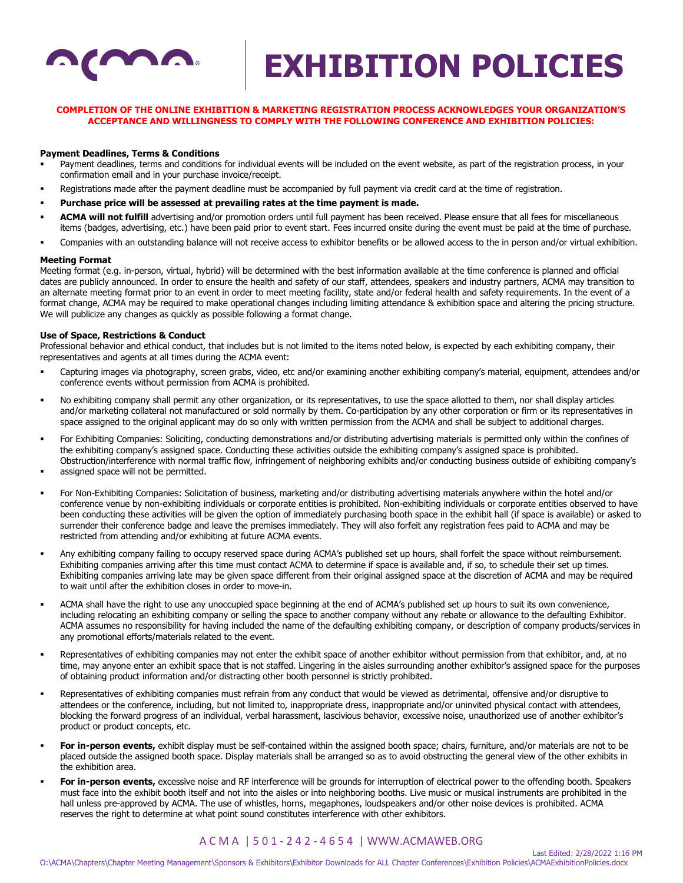# EXHIBITION POLICIES

**COMPLETION OF THE ONLINE EXHIBITION & MARKETING REGISTRATION PROCESS ACKNOWLEDGES YOUR ORGANIZATION'S ACCEPTANCE AND WILLINGNESS TO COMPLY WITH THE FOLLOWING CONFERENCE AND EXHIBITION POLICIES:**

**Payment Deadlines, Terms & Conditions**

- Payment deadlines, terms and conditions for individual events will be included on the event website, as part of the registration process, in your confirmation email and in your purchase invoice/receipt.
- Registrations made after the payment deadline must be accompanied by full payment via credit card at the time of registration.
- **Purchase price will be assessed at prevailing rates at the time payment is made.**
- **ACMA will not fulfill** advertising and/or promotion orders until full payment has been received. Please ensure that all fees for miscellaneous items (badges, advertising, etc.) have been paid prior to event start. Fees incurred onsite during the event must be paid at the time of purchase.
- Companies with an outstanding balance will not receive access to exhibitor benefits or be allowed access to the in person and/or virtual exhibition.

**Meeting Format**

Meeting format (e.g. in-person, virtual, hybrid) will be determined with the best information available at the time conference is planned and official dates are publicly announced. In order to ensure the health and safety of our staff, attendees, speakers and industry partners, ACMA may transition to an alternate meeting format prior to an event in order to meet meeting facility, state and/or federal health and safety requirements. In the event of a format change, ACMA may be required to make operational changes including limiting attendance & exhibition space and altering the pricing structure. We will publicize any changes as quickly as possible following a format change.

**Use of Space, Restrictions & Conduct**

Professional behavior and ethical conduct, that includes but is not limited to the items noted below, is expected by each exhibiting company, their representatives and agents at all times during the ACMA event:

- Capturing images via photography, screen grabs, video, etc and/or examining another exhibiting company's material, equipment, attendees and/or conference events without permission from ACMA is prohibited.
- No exhibiting company shall permit any other organization, or its representatives, to use the space allotted to them, nor shall display articles and/or marketing collateral not manufactured or sold normally by them. Co-participation by any other corporation or firm or its representatives in space assigned to the original applicant may do so only with written permission from the ACMA and shall be subject to additional charges.
- For Exhibiting Companies: Soliciting, conducting demonstrations and/or distributing advertising materials is permitted only within the confines of the exhibiting company's assigned space. Conducting these activities outside the exhibiting company's assigned space is prohibited. Obstruction/interference with normal traffic flow, infringement of neighboring exhibits and/or conducting business outside of exhibiting company's assigned space will not be permitted.
- For Non-Exhibiting Companies: Solicitation of business, marketing and/or distributing advertising materials anywhere within the hotel and/or conference venue by non-exhibiting individuals or corporate entities is prohibited. Non-exhibiting individuals or corporate entities observed to have been conducting these activities will be given the option of immediately purchasing booth space in the exhibit hall (if space is available) or asked to surrender their conference badge and leave the premises immediately. They will also forfeit any registration fees paid to ACMA and may be restricted from attending and/or exhibiting at future ACMA events.
- Any exhibiting company failing to occupy reserved space during ACMA's published set up hours, shall forfeit the space without reimbursement. Exhibiting companies arriving after this time must contact ACMA to determine if space is available and, if so, to schedule their set up times. Exhibiting companies arriving late may be given space different from their original assigned space at the discretion of ACMA and may be required to wait until after the exhibition closes in order to move-in.
- ACMA shall have the right to use any unoccupied space beginning at the end of ACMA's published set up hours to suit its own convenience, including relocating an exhibiting company or selling the space to another company without any rebate or allowance to the defaulting Exhibitor. ACMA assumes no responsibility for having included the name of the defaulting exhibiting company, or description of company products/services in any promotional efforts/materials related to the event.
- Representatives of exhibiting companies may not enter the exhibit space of another exhibitor without permission from that exhibitor, and, at no time, may anyone enter an exhibit space that is not staffed. Lingering in the aisles surrounding another exhibitor's assigned space for the purposes of obtaining product information and/or distracting other booth personnel is strictly prohibited.
- Representatives of exhibiting companies must refrain from any conduct that would be viewed as detrimental, offensive and/or disruptive to attendees or the conference, including, but not limited to, inappropriate dress, inappropriate and/or uninvited physical contact with attendees, blocking the forward progress of an individual, verbal harassment, lascivious behavior, excessive noise, unauthorized use of another exhibitor's product or product concepts, etc.
- **For in-person events,** exhibit display must be self-contained within the assigned booth space; chairs, furniture, and/or materials are not to be placed outside the assigned booth space. Display materials shall be arranged so as to avoid obstructing the general view of the other exhibits in the exhibition area.
- **For in-person events,** excessive noise and RF interference will be grounds for interruption of electrical power to the offending booth. Speakers must face into the exhibit booth itself and not into the aisles or into neighboring booths. Live music or musical instruments are prohibited in the hall unless pre-approved by ACMA. The use of whistles, horns, megaphones, loudspeakers and/or other noise devices is prohibited. ACMA reserves the right to determine at what point sound constitutes interference with other exhibitors.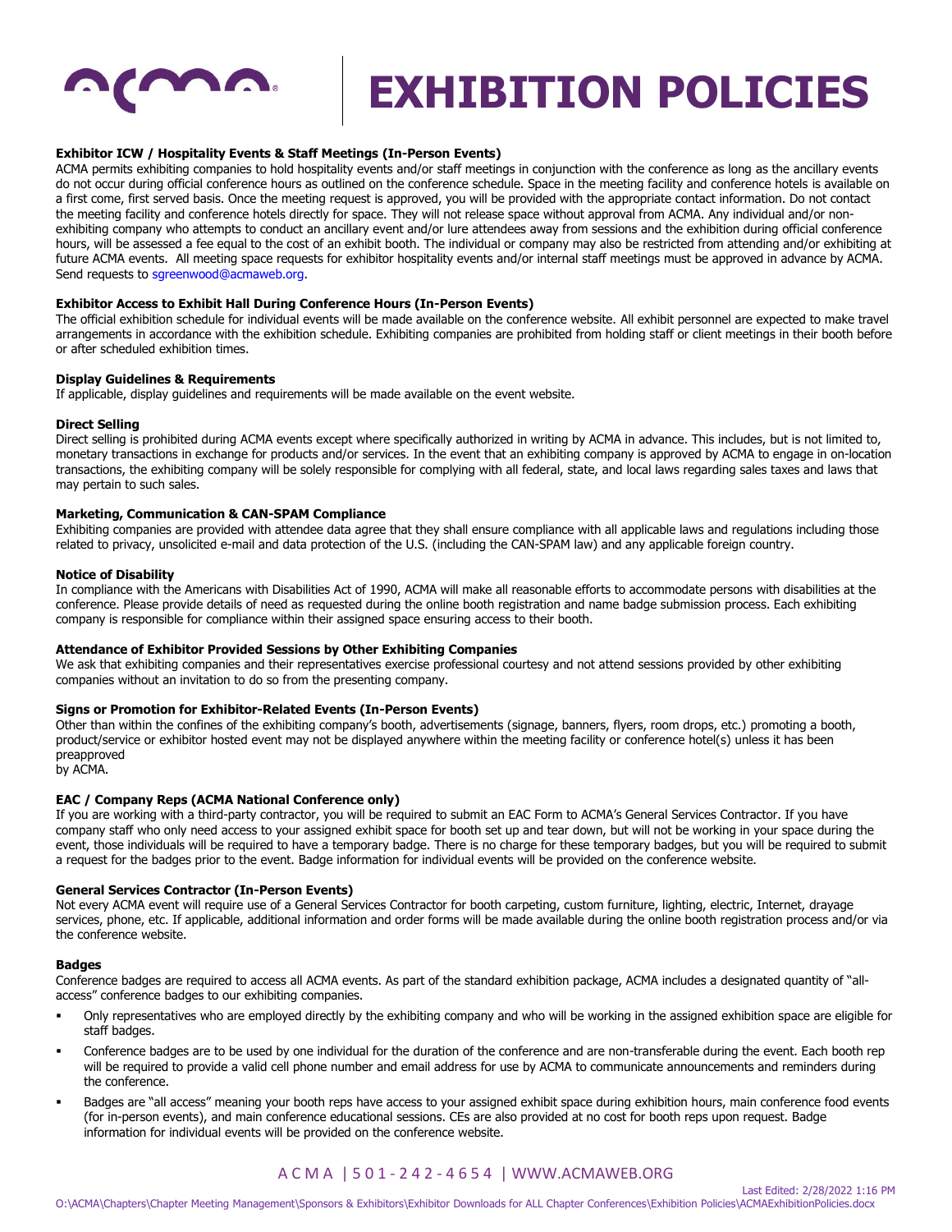# EXHIBITION POLICIES

**Exhibitor ICW / Hospitality Events & Staff Meetings (In-Person Events)**

ACMA permits exhibiting companies to hold hospitality events and/or staff meetings in conjunction with the conference as long as the ancillary events do not occur during official conference hours as outlined on the conference schedule. Space in the meeting facility and conference hotels is available on a first come, first served basis. Once the meeting request is approved, you will be provided with the appropriate contact information. Do not contact the meeting facility and conference hotels directly for space. They will not release space without approval from ACMA. Any individual and/or non-exhibiting company who attempts to conduct an ancillary event and/or lure attendees away from sessions and the exhibition during official conference hours, will be assessed a fee equal to the cost of an exhibit booth. The individual or company may also be restricted from attending and/or exhibiting at future ACMA events. All meeting space requests for exhibitor hospitality events and/or internal staff meetings must be approved in advance by ACMA. Send requests to sgreenwood@acmaweb.org.

**Exhibitor Access to Exhibit Hall During Conference Hours (In-Person Events)**

The official exhibition schedule for individual events will be made available on the conference website. All exhibit personnel are expected to make travel arrangements in accordance with the exhibition schedule. Exhibiting companies are prohibited from holding staff or client meetings in their booth before or after scheduled exhibition times.

**Display Guidelines & Requirements**

If applicable, display guidelines and requirements will be made available on the event website.

**Direct Selling**

Direct selling is prohibited during ACMA events except where specifically authorized in writing by ACMA in advance. This includes, but is not limited to, monetary transactions in exchange for products and/or services. In the event that an exhibiting company is approved by ACMA to engage in on-location transactions, the exhibiting company will be solely responsible for complying with all federal, state, and local laws regarding sales taxes and laws that may pertain to such sales.

**Marketing, Communication & CAN-SPAM Compliance**

Exhibiting companies are provided with attendee data agree that they shall ensure compliance with all applicable laws and regulations including those related to privacy, unsolicited e-mail and data protection of the U.S. (including the CAN-SPAM law) and any applicable foreign country.

**Notice of Disability**

In compliance with the Americans with Disabilities Act of 1990, ACMA will make all reasonable efforts to accommodate persons with disabilities at the conference. Please provide details of need as requested during the online booth registration and name badge submission process. Each exhibiting company is responsible for compliance within their assigned space ensuring access to their booth.

**Attendance of Exhibitor Provided Sessions by Other Exhibiting Companies**

We ask that exhibiting companies and their representatives exercise professional courtesy and not attend sessions provided by other exhibiting companies without an invitation to do so from the presenting company.

**Signs or Promotion for Exhibitor-Related Events (In-Person Events)**

Other than within the confines of the exhibiting company's booth, advertisements (signage, banners, flyers, room drops, etc.) promoting a booth, product/service or exhibitor hosted event may not be displayed anywhere within the meeting facility or conference hotel(s) unless it has been preapproved by ACMA.

**EAC / Company Reps (ACMA National Conference only)**

If you are working with a third-party contractor, you will be required to submit an EAC Form to ACMA's General Services Contractor. If you have company staff who only need access to your assigned exhibit space for booth set up and tear down, but will not be working in your space during the event, those individuals will be required to have a temporary badge. There is no charge for these temporary badges, but you will be required to submit a request for the badges prior to the event. Badge information for individual events will be provided on the conference website.

**General Services Contractor (In-Person Events)**

Not every ACMA event will require use of a General Services Contractor for booth carpeting, custom furniture, lighting, electric, Internet, drayage services, phone, etc. If applicable, additional information and order forms will be made available during the online booth registration process and/or via the conference website.

**Badges**

Conference badges are required to access all ACMA events. As part of the standard exhibition package, ACMA includes a designated quantity of "all-access" conference badges to our exhibiting companies.

- Only representatives who are employed directly by the exhibiting company and who will be working in the assigned exhibition space are eligible for staff badges.
- Conference badges are to be used by one individual for the duration of the conference and are non-transferable during the event. Each booth rep will be required to provide a valid cell phone number and email address for use by ACMA to communicate announcements and reminders during the conference.
- Badges are "all access" meaning your booth reps have access to your assigned exhibit space during exhibition hours, main conference food events (for in-person events), and main conference educational sessions. CEs are also provided at no cost for booth reps upon request. Badge information for individual events will be provided on the conference website.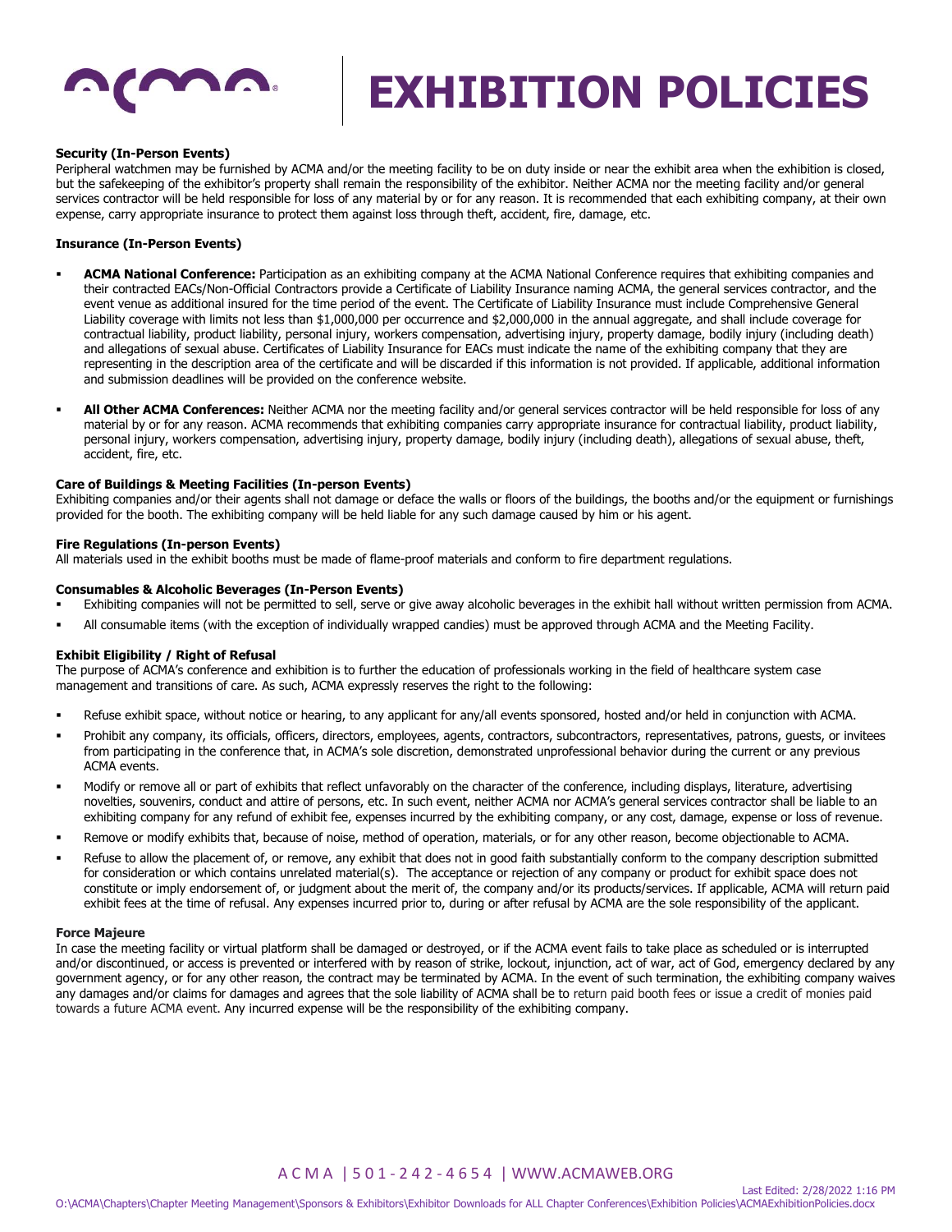# EXHIBITION POLICIES

**Security (In-Person Events)**
Peripheral watchmen may be furnished by ACMA and/or the meeting facility to be on duty inside or near the exhibit area when the exhibition is closed, but the safekeeping of the exhibitor's property shall remain the responsibility of the exhibitor. Neither ACMA nor the meeting facility and/or general services contractor will be held responsible for loss of any material by or for any reason. It is recommended that each exhibiting company, at their own expense, carry appropriate insurance to protect them against loss through theft, accident, fire, damage, etc.

**Insurance (In-Person Events)**

- **ACMA National Conference:** Participation as an exhibiting company at the ACMA National Conference requires that exhibiting companies and their contracted EACs/Non-Official Contractors provide a Certificate of Liability Insurance naming ACMA, the general services contractor, and the event venue as additional insured for the time period of the event. The Certificate of Liability Insurance must include Comprehensive General Liability coverage with limits not less than $1,000,000 per occurrence and $2,000,000 in the annual aggregate, and shall include coverage for contractual liability, product liability, personal injury, workers compensation, advertising injury, property damage, bodily injury (including death) and allegations of sexual abuse. Certificates of Liability Insurance for EACs must indicate the name of the exhibiting company that they are representing in the description area of the certificate and will be discarded if this information is not provided. If applicable, additional information and submission deadlines will be provided on the conference website.
- **All Other ACMA Conferences:** Neither ACMA nor the meeting facility and/or general services contractor will be held responsible for loss of any material by or for any reason. ACMA recommends that exhibiting companies carry appropriate insurance for contractual liability, product liability, personal injury, workers compensation, advertising injury, property damage, bodily injury (including death), allegations of sexual abuse, theft, accident, fire, etc.

**Care of Buildings & Meeting Facilities (In-person Events)**
Exhibiting companies and/or their agents shall not damage or deface the walls or floors of the buildings, the booths and/or the equipment or furnishings provided for the booth. The exhibiting company will be held liable for any such damage caused by him or his agent.

**Fire Regulations (In-person Events)**
All materials used in the exhibit booths must be made of flame-proof materials and conform to fire department regulations.

**Consumables & Alcoholic Beverages (In-Person Events)**

- Exhibiting companies will not be permitted to sell, serve or give away alcoholic beverages in the exhibit hall without written permission from ACMA.
- All consumable items (with the exception of individually wrapped candies) must be approved through ACMA and the Meeting Facility.

**Exhibit Eligibility / Right of Refusal**
The purpose of ACMA's conference and exhibition is to further the education of professionals working in the field of healthcare system case management and transitions of care. As such, ACMA expressly reserves the right to the following:

- Refuse exhibit space, without notice or hearing, to any applicant for any/all events sponsored, hosted and/or held in conjunction with ACMA.
- Prohibit any company, its officials, officers, directors, employees, agents, contractors, subcontractors, representatives, patrons, guests, or invitees from participating in the conference that, in ACMA's sole discretion, demonstrated unprofessional behavior during the current or any previous ACMA events.
- Modify or remove all or part of exhibits that reflect unfavorably on the character of the conference, including displays, literature, advertising novelties, souvenirs, conduct and attire of persons, etc. In such event, neither ACMA nor ACMA's general services contractor shall be liable to an exhibiting company for any refund of exhibit fee, expenses incurred by the exhibiting company, or any cost, damage, expense or loss of revenue.
- Remove or modify exhibits that, because of noise, method of operation, materials, or for any other reason, become objectionable to ACMA.
- Refuse to allow the placement of, or remove, any exhibit that does not in good faith substantially conform to the company description submitted for consideration or which contains unrelated material(s). The acceptance or rejection of any company or product for exhibit space does not constitute or imply endorsement of, or judgment about the merit of, the company and/or its products/services. If applicable, ACMA will return paid exhibit fees at the time of refusal. Any expenses incurred prior to, during or after refusal by ACMA are the sole responsibility of the applicant.

**Force Majeure**
In case the meeting facility or virtual platform shall be damaged or destroyed, or if the ACMA event fails to take place as scheduled or is interrupted and/or discontinued, or access is prevented or interfered with by reason of strike, lockout, injunction, act of war, act of God, emergency declared by any government agency, or for any other reason, the contract may be terminated by ACMA. In the event of such termination, the exhibiting company waives any damages and/or claims for damages and agrees that the sole liability of ACMA shall be to return paid booth fees or issue a credit of monies paid towards a future ACMA event. Any incurred expense will be the responsibility of the exhibiting company.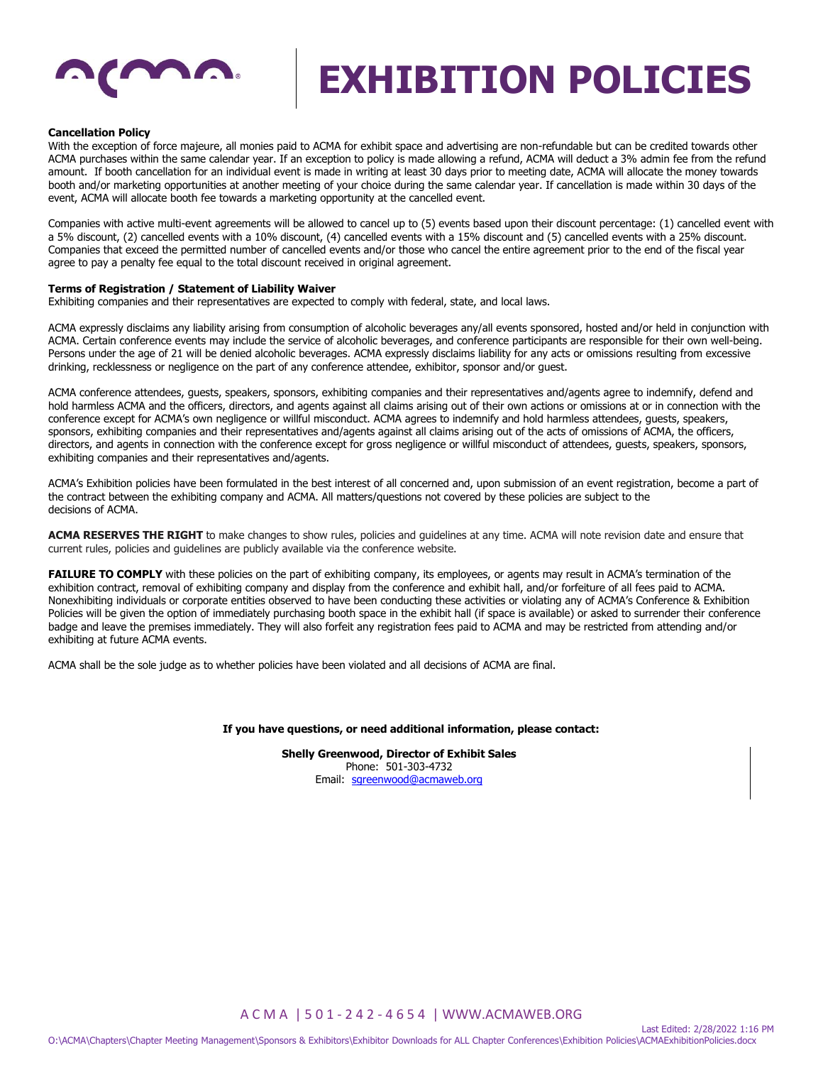# EXHIBITION POLICIES

**Cancellation Policy**

With the exception of force majeure, all monies paid to ACMA for exhibit space and advertising are non-refundable but can be credited towards other ACMA purchases within the same calendar year. If an exception to policy is made allowing a refund, ACMA will deduct a 3% admin fee from the refund amount. If booth cancellation for an individual event is made in writing at least 30 days prior to meeting date, ACMA will allocate the money towards booth and/or marketing opportunities at another meeting of your choice during the same calendar year. If cancellation is made within 30 days of the event, ACMA will allocate booth fee towards a marketing opportunity at the cancelled event.

Companies with active multi-event agreements will be allowed to cancel up to (5) events based upon their discount percentage: (1) cancelled event with a 5% discount, (2) cancelled events with a 10% discount, (4) cancelled events with a 15% discount and (5) cancelled events with a 25% discount. Companies that exceed the permitted number of cancelled events and/or those who cancel the entire agreement prior to the end of the fiscal year agree to pay a penalty fee equal to the total discount received in original agreement.

**Terms of Registration / Statement of Liability Waiver**

Exhibiting companies and their representatives are expected to comply with federal, state, and local laws.

ACMA expressly disclaims any liability arising from consumption of alcoholic beverages any/all events sponsored, hosted and/or held in conjunction with ACMA. Certain conference events may include the service of alcoholic beverages, and conference participants are responsible for their own well-being. Persons under the age of 21 will be denied alcoholic beverages. ACMA expressly disclaims liability for any acts or omissions resulting from excessive drinking, recklessness or negligence on the part of any conference attendee, exhibitor, sponsor and/or guest.

ACMA conference attendees, guests, speakers, sponsors, exhibiting companies and their representatives and/agents agree to indemnify, defend and hold harmless ACMA and the officers, directors, and agents against all claims arising out of their own actions or omissions at or in connection with the conference except for ACMA's own negligence or willful misconduct. ACMA agrees to indemnify and hold harmless attendees, guests, speakers, sponsors, exhibiting companies and their representatives and/agents against all claims arising out of the acts of omissions of ACMA, the officers, directors, and agents in connection with the conference except for gross negligence or willful misconduct of attendees, guests, speakers, sponsors, exhibiting companies and their representatives and/agents.

ACMA's Exhibition policies have been formulated in the best interest of all concerned and, upon submission of an event registration, become a part of the contract between the exhibiting company and ACMA. All matters/questions not covered by these policies are subject to the decisions of ACMA.

**ACMA RESERVES THE RIGHT** to make changes to show rules, policies and guidelines at any time. ACMA will note revision date and ensure that current rules, policies and guidelines are publicly available via the conference website.

**FAILURE TO COMPLY** with these policies on the part of exhibiting company, its employees, or agents may result in ACMA's termination of the exhibition contract, removal of exhibiting company and display from the conference and exhibit hall, and/or forfeiture of all fees paid to ACMA. Nonexhibiting individuals or corporate entities observed to have been conducting these activities or violating any of ACMA's Conference & Exhibition Policies will be given the option of immediately purchasing booth space in the exhibit hall (if space is available) or asked to surrender their conference badge and leave the premises immediately. They will also forfeit any registration fees paid to ACMA and may be restricted from attending and/or exhibiting at future ACMA events.

ACMA shall be the sole judge as to whether policies have been violated and all decisions of ACMA are final.

**If you have questions, or need additional information, please contact:**

**Shelly Greenwood, Director of Exhibit Sales**
Phone: 501-303-4732
Email: sgreenwood@acmaweb.org

ACMA | 501-242-4654 | WWW.ACMAWEB.ORG